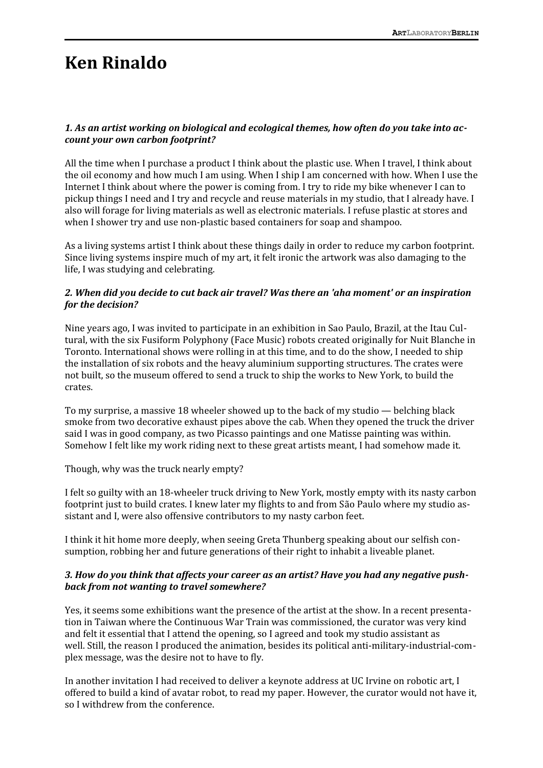# Ken Rinaldo

***1. As an artist working on biological and ecological themes, how often do you take into account your own carbon footprint?***

All the time when I purchase a product I think about the plastic use. When I travel, I think about the oil economy and how much I am using. When I ship I am concerned with how. When I use the Internet I think about where the power is coming from. I try to ride my bike whenever I can to pickup things I need and I try and recycle and reuse materials in my studio, that I already have. I also will forage for living materials as well as electronic materials. I refuse plastic at stores and when I shower try and use non-plastic based containers for soap and shampoo.

As a living systems artist I think about these things daily in order to reduce my carbon footprint. Since living systems inspire much of my art, it felt ironic the artwork was also damaging to the life, I was studying and celebrating.

***2. When did you decide to cut back air travel? Was there an 'aha moment' or an inspiration for the decision?***

Nine years ago, I was invited to participate in an exhibition in Sao Paulo, Brazil, at the Itau Cultural, with the six Fusiform Polyphony (Face Music) robots created originally for Nuit Blanche in Toronto. International shows were rolling in at this time, and to do the show, I needed to ship the installation of six robots and the heavy aluminium supporting structures. The crates were not built, so the museum offered to send a truck to ship the works to New York, to build the crates.

To my surprise, a massive 18 wheeler showed up to the back of my studio — belching black smoke from two decorative exhaust pipes above the cab. When they opened the truck the driver said I was in good company, as two Picasso paintings and one Matisse painting was within. Somehow I felt like my work riding next to these great artists meant, I had somehow made it.

Though, why was the truck nearly empty?

I felt so guilty with an 18-wheeler truck driving to New York, mostly empty with its nasty carbon footprint just to build crates. I knew later my flights to and from São Paulo where my studio assistant and I, were also offensive contributors to my nasty carbon feet.

I think it hit home more deeply, when seeing Greta Thunberg speaking about our selfish consumption, robbing her and future generations of their right to inhabit a liveable planet.

***3. How do you think that affects your career as an artist? Have you had any negative push-back from not wanting to travel somewhere?***

Yes, it seems some exhibitions want the presence of the artist at the show. In a recent presentation in Taiwan where the Continuous War Train was commissioned, the curator was very kind and felt it essential that I attend the opening, so I agreed and took my studio assistant as well. Still, the reason I produced the animation, besides its political anti-military-industrial-complex message, was the desire not to have to fly.

In another invitation I had received to deliver a keynote address at UC Irvine on robotic art, I offered to build a kind of avatar robot, to read my paper. However, the curator would not have it, so I withdrew from the conference.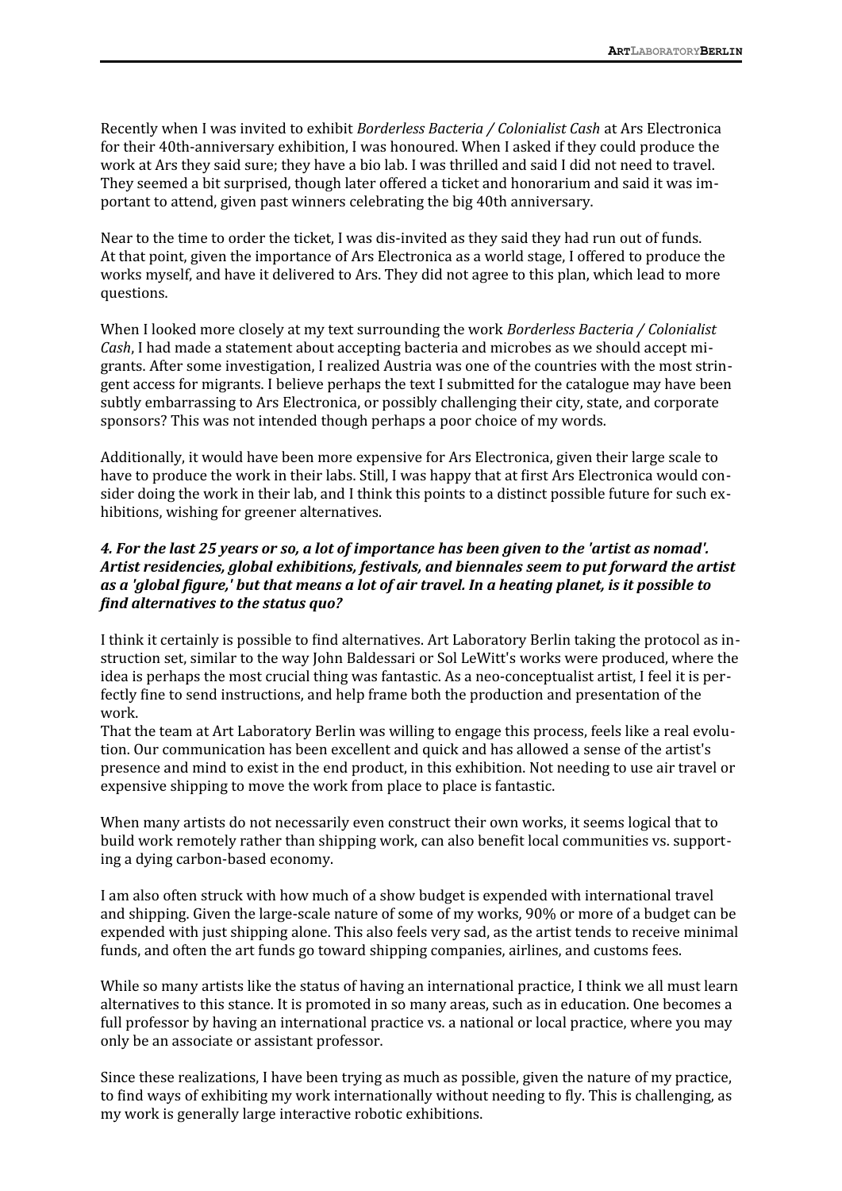Recently when I was invited to exhibit *Borderless Bacteria / Colonialist Cash* at Ars Electronica for their 40th-anniversary exhibition, I was honoured. When I asked if they could produce the work at Ars they said sure; they have a bio lab. I was thrilled and said I did not need to travel. They seemed a bit surprised, though later offered a ticket and honorarium and said it was important to attend, given past winners celebrating the big 40th anniversary.

Near to the time to order the ticket, I was dis-invited as they said they had run out of funds. At that point, given the importance of Ars Electronica as a world stage, I offered to produce the works myself, and have it delivered to Ars. They did not agree to this plan, which lead to more questions.

When I looked more closely at my text surrounding the work *Borderless Bacteria / Colonialist Cash*, I had made a statement about accepting bacteria and microbes as we should accept migrants. After some investigation, I realized Austria was one of the countries with the most stringent access for migrants. I believe perhaps the text I submitted for the catalogue may have been subtly embarrassing to Ars Electronica, or possibly challenging their city, state, and corporate sponsors? This was not intended though perhaps a poor choice of my words.

Additionally, it would have been more expensive for Ars Electronica, given their large scale to have to produce the work in their labs. Still, I was happy that at first Ars Electronica would consider doing the work in their lab, and I think this points to a distinct possible future for such exhibitions, wishing for greener alternatives.

***4. For the last 25 years or so, a lot of importance has been given to the 'artist as nomad'. Artist residencies, global exhibitions, festivals, and biennales seem to put forward the artist as a 'global figure,' but that means a lot of air travel. In a heating planet, is it possible to find alternatives to the status quo?***

I think it certainly is possible to find alternatives. Art Laboratory Berlin taking the protocol as instruction set, similar to the way John Baldessari or Sol LeWitt's works were produced, where the idea is perhaps the most crucial thing was fantastic. As a neo-conceptualist artist, I feel it is perfectly fine to send instructions, and help frame both the production and presentation of the work.
That the team at Art Laboratory Berlin was willing to engage this process, feels like a real evolution. Our communication has been excellent and quick and has allowed a sense of the artist's presence and mind to exist in the end product, in this exhibition. Not needing to use air travel or expensive shipping to move the work from place to place is fantastic.

When many artists do not necessarily even construct their own works, it seems logical that to build work remotely rather than shipping work, can also benefit local communities vs. supporting a dying carbon-based economy.

I am also often struck with how much of a show budget is expended with international travel and shipping. Given the large-scale nature of some of my works, 90% or more of a budget can be expended with just shipping alone. This also feels very sad, as the artist tends to receive minimal funds, and often the art funds go toward shipping companies, airlines, and customs fees.

While so many artists like the status of having an international practice, I think we all must learn alternatives to this stance. It is promoted in so many areas, such as in education. One becomes a full professor by having an international practice vs. a national or local practice, where you may only be an associate or assistant professor.

Since these realizations, I have been trying as much as possible, given the nature of my practice, to find ways of exhibiting my work internationally without needing to fly. This is challenging, as my work is generally large interactive robotic exhibitions.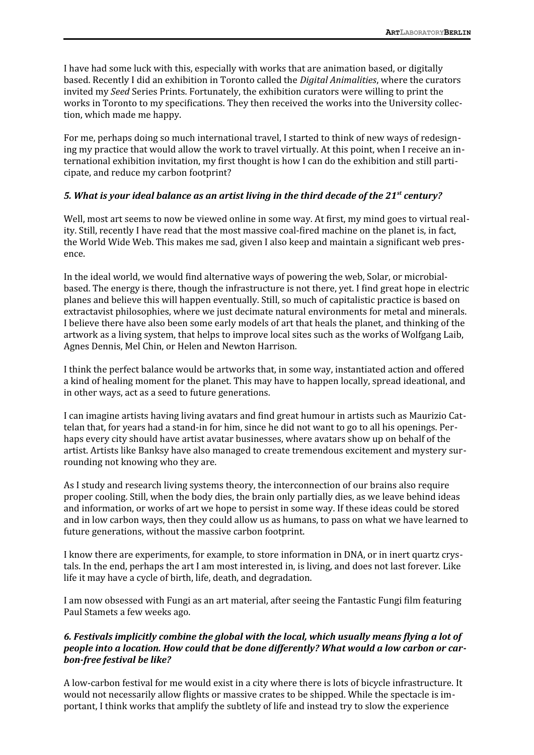I have had some luck with this, especially with works that are animation based, or digitally based. Recently I did an exhibition in Toronto called the *Digital Animalities*, where the curators invited my *Seed* Series Prints. Fortunately, the exhibition curators were willing to print the works in Toronto to my specifications. They then received the works into the University collection, which made me happy.

For me, perhaps doing so much international travel, I started to think of new ways of redesigning my practice that would allow the work to travel virtually. At this point, when I receive an international exhibition invitation, my first thought is how I can do the exhibition and still participate, and reduce my carbon footprint?

### *5. What is your ideal balance as an artist living in the third decade of the 21st century?*

Well, most art seems to now be viewed online in some way. At first, my mind goes to virtual reality. Still, recently I have read that the most massive coal-fired machine on the planet is, in fact, the World Wide Web. This makes me sad, given I also keep and maintain a significant web presence.

In the ideal world, we would find alternative ways of powering the web, Solar, or microbial-based. The energy is there, though the infrastructure is not there, yet. I find great hope in electric planes and believe this will happen eventually. Still, so much of capitalistic practice is based on extractavist philosophies, where we just decimate natural environments for metal and minerals. I believe there have also been some early models of art that heals the planet, and thinking of the artwork as a living system, that helps to improve local sites such as the works of Wolfgang Laib, Agnes Dennis, Mel Chin, or Helen and Newton Harrison.

I think the perfect balance would be artworks that, in some way, instantiated action and offered a kind of healing moment for the planet. This may have to happen locally, spread ideational, and in other ways, act as a seed to future generations.

I can imagine artists having living avatars and find great humour in artists such as Maurizio Cattelan that, for years had a stand-in for him, since he did not want to go to all his openings. Perhaps every city should have artist avatar businesses, where avatars show up on behalf of the artist. Artists like Banksy have also managed to create tremendous excitement and mystery surrounding not knowing who they are.

As I study and research living systems theory, the interconnection of our brains also require proper cooling. Still, when the body dies, the brain only partially dies, as we leave behind ideas and information, or works of art we hope to persist in some way. If these ideas could be stored and in low carbon ways, then they could allow us as humans, to pass on what we have learned to future generations, without the massive carbon footprint.

I know there are experiments, for example, to store information in DNA, or in inert quartz crystals. In the end, perhaps the art I am most interested in, is living, and does not last forever. Like life it may have a cycle of birth, life, death, and degradation.

I am now obsessed with Fungi as an art material, after seeing the Fantastic Fungi film featuring Paul Stamets a few weeks ago.

### *6. Festivals implicitly combine the global with the local, which usually means flying a lot of people into a location. How could that be done differently? What would a low carbon or carbon-free festival be like?*

A low-carbon festival for me would exist in a city where there is lots of bicycle infrastructure. It would not necessarily allow flights or massive crates to be shipped. While the spectacle is important, I think works that amplify the subtlety of life and instead try to slow the experience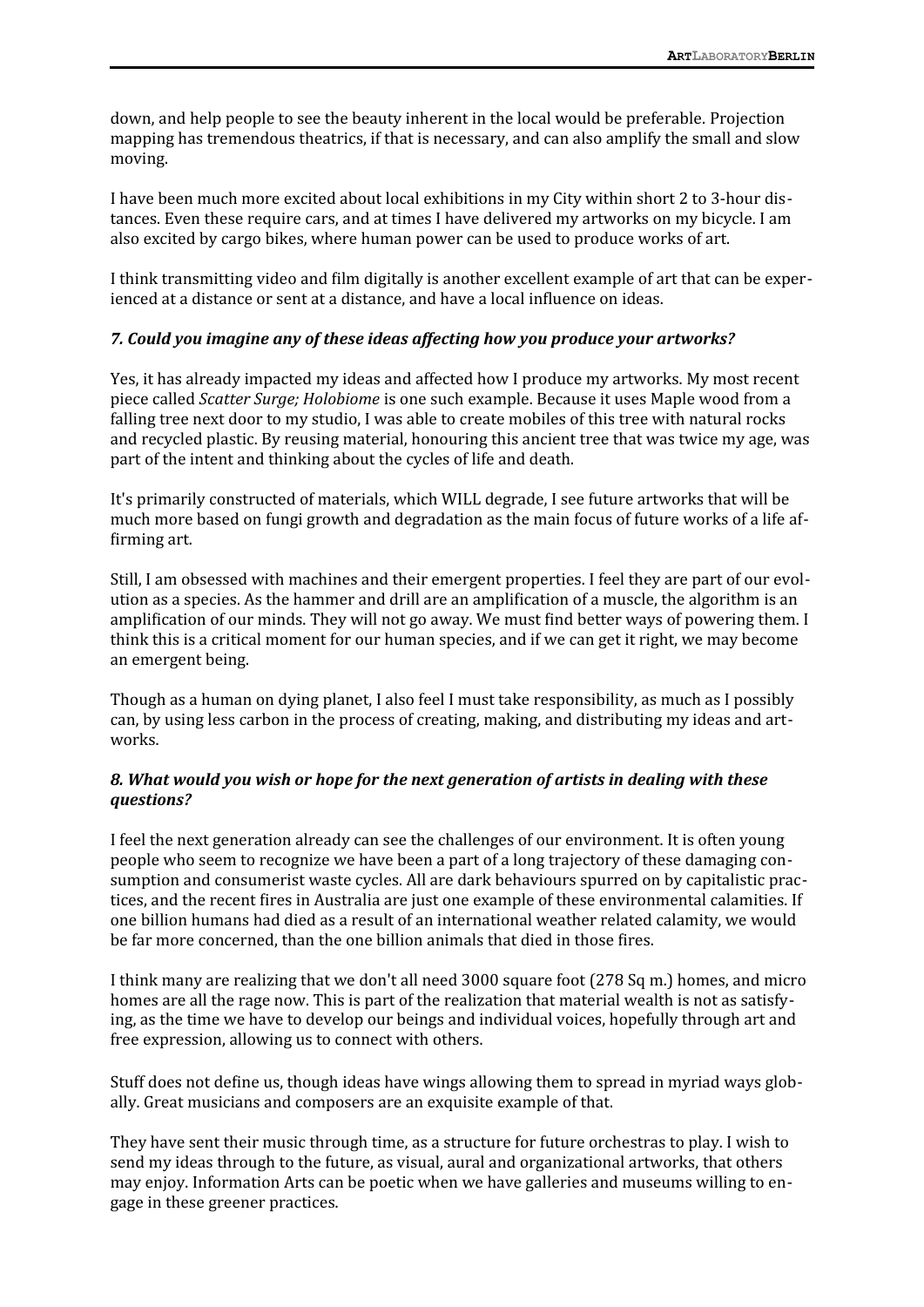down, and help people to see the beauty inherent in the local would be preferable. Projection mapping has tremendous theatrics, if that is necessary, and can also amplify the small and slow moving.

I have been much more excited about local exhibitions in my City within short 2 to 3-hour distances. Even these require cars, and at times I have delivered my artworks on my bicycle. I am also excited by cargo bikes, where human power can be used to produce works of art.

I think transmitting video and film digitally is another excellent example of art that can be experienced at a distance or sent at a distance, and have a local influence on ideas.

### *7. Could you imagine any of these ideas affecting how you produce your artworks?*

Yes, it has already impacted my ideas and affected how I produce my artworks. My most recent piece called *Scatter Surge; Holobiome* is one such example. Because it uses Maple wood from a falling tree next door to my studio, I was able to create mobiles of this tree with natural rocks and recycled plastic. By reusing material, honouring this ancient tree that was twice my age, was part of the intent and thinking about the cycles of life and death.

It's primarily constructed of materials, which WILL degrade, I see future artworks that will be much more based on fungi growth and degradation as the main focus of future works of a life affirming art.

Still, I am obsessed with machines and their emergent properties. I feel they are part of our evolution as a species. As the hammer and drill are an amplification of a muscle, the algorithm is an amplification of our minds. They will not go away. We must find better ways of powering them. I think this is a critical moment for our human species, and if we can get it right, we may become an emergent being.

Though as a human on dying planet, I also feel I must take responsibility, as much as I possibly can, by using less carbon in the process of creating, making, and distributing my ideas and artworks.

### *8. What would you wish or hope for the next generation of artists in dealing with these questions?*

I feel the next generation already can see the challenges of our environment. It is often young people who seem to recognize we have been a part of a long trajectory of these damaging consumption and consumerist waste cycles. All are dark behaviours spurred on by capitalistic practices, and the recent fires in Australia are just one example of these environmental calamities. If one billion humans had died as a result of an international weather related calamity, we would be far more concerned, than the one billion animals that died in those fires.

I think many are realizing that we don't all need 3000 square foot (278 Sq m.) homes, and micro homes are all the rage now. This is part of the realization that material wealth is not as satisfying, as the time we have to develop our beings and individual voices, hopefully through art and free expression, allowing us to connect with others.

Stuff does not define us, though ideas have wings allowing them to spread in myriad ways globally. Great musicians and composers are an exquisite example of that.

They have sent their music through time, as a structure for future orchestras to play. I wish to send my ideas through to the future, as visual, aural and organizational artworks, that others may enjoy. Information Arts can be poetic when we have galleries and museums willing to engage in these greener practices.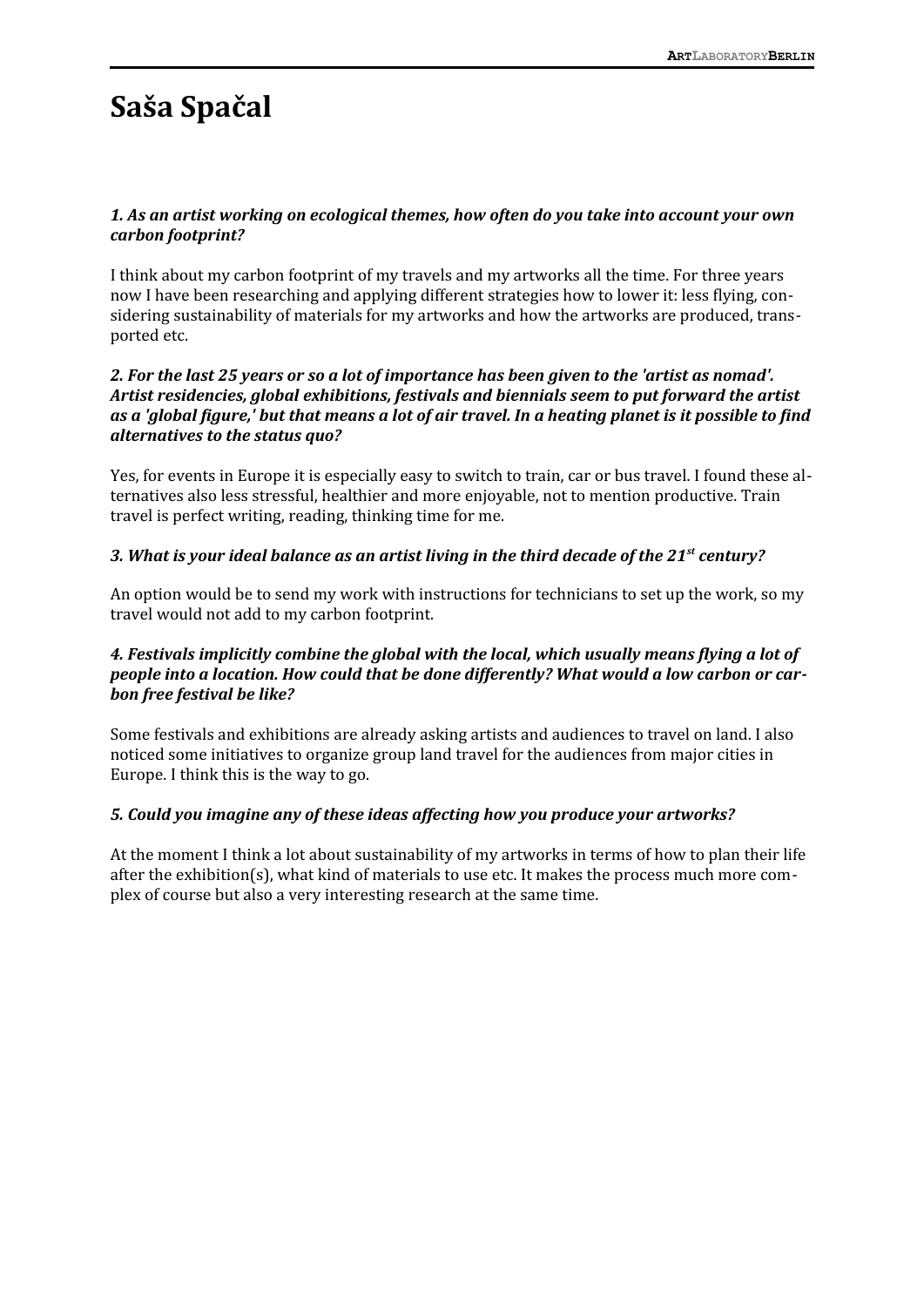# Saša Spačal

***1. As an artist working on ecological themes, how often do you take into account your own carbon footprint?***

I think about my carbon footprint of my travels and my artworks all the time. For three years now I have been researching and applying different strategies how to lower it: less flying, considering sustainability of materials for my artworks and how the artworks are produced, transported etc.

***2. For the last 25 years or so a lot of importance has been given to the 'artist as nomad'. Artist residencies, global exhibitions, festivals and biennials seem to put forward the artist as a 'global figure,' but that means a lot of air travel. In a heating planet is it possible to find alternatives to the status quo?***

Yes, for events in Europe it is especially easy to switch to train, car or bus travel. I found these alternatives also less stressful, healthier and more enjoyable, not to mention productive. Train travel is perfect writing, reading, thinking time for me.

***3. What is your ideal balance as an artist living in the third decade of the 21st century?***

An option would be to send my work with instructions for technicians to set up the work, so my travel would not add to my carbon footprint.

***4. Festivals implicitly combine the global with the local, which usually means flying a lot of people into a location. How could that be done differently? What would a low carbon or carbon free festival be like?***

Some festivals and exhibitions are already asking artists and audiences to travel on land. I also noticed some initiatives to organize group land travel for the audiences from major cities in Europe. I think this is the way to go.

***5. Could you imagine any of these ideas affecting how you produce your artworks?***

At the moment I think a lot about sustainability of my artworks in terms of how to plan their life after the exhibition(s), what kind of materials to use etc. It makes the process much more complex of course but also a very interesting research at the same time.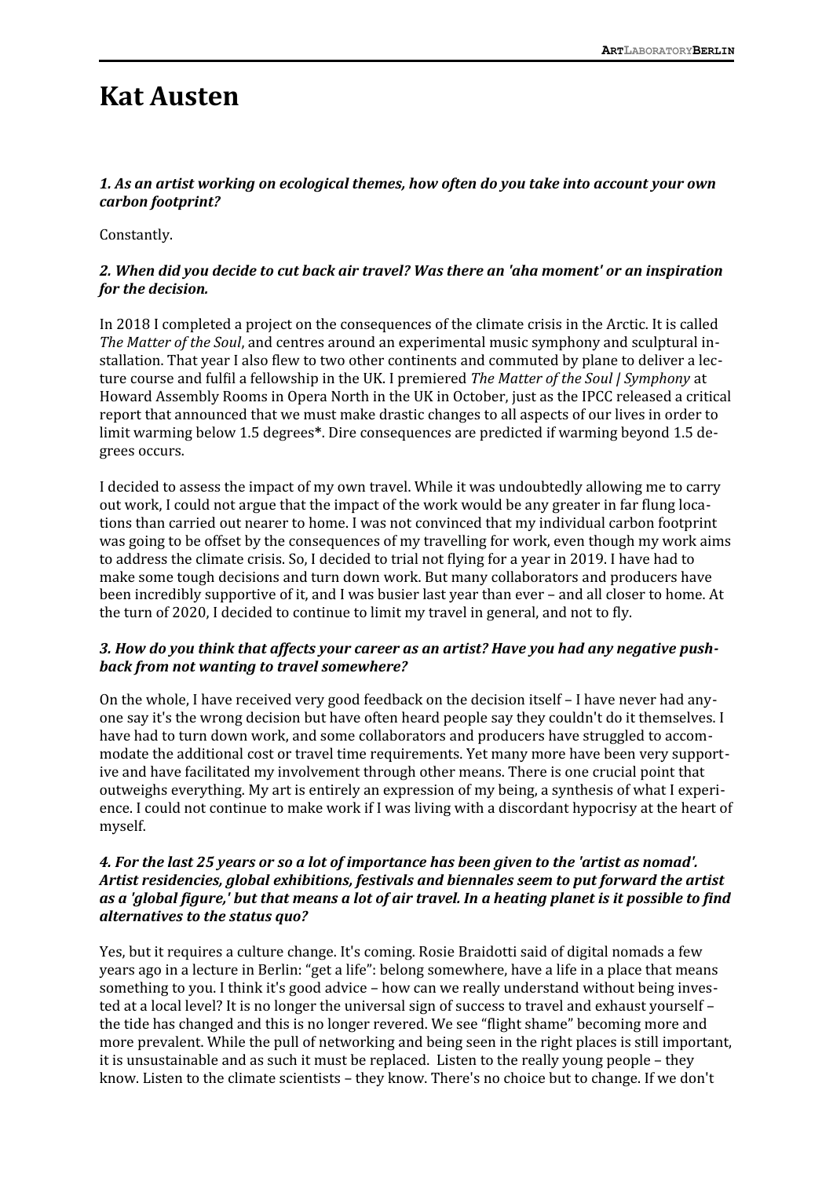# Kat Austen

***1. As an artist working on ecological themes, how often do you take into account your own carbon footprint?***

Constantly.

***2. When did you decide to cut back air travel? Was there an 'aha moment' or an inspiration for the decision.***

In 2018 I completed a project on the consequences of the climate crisis in the Arctic. It is called *The Matter of the Soul*, and centres around an experimental music symphony and sculptural installation. That year I also flew to two other continents and commuted by plane to deliver a lecture course and fulfil a fellowship in the UK. I premiered *The Matter of the Soul | Symphony* at Howard Assembly Rooms in Opera North in the UK in October, just as the IPCC released a critical report that announced that we must make drastic changes to all aspects of our lives in order to limit warming below 1.5 degrees**\***. Dire consequences are predicted if warming beyond 1.5 degrees occurs.

I decided to assess the impact of my own travel. While it was undoubtedly allowing me to carry out work, I could not argue that the impact of the work would be any greater in far flung locations than carried out nearer to home. I was not convinced that my individual carbon footprint was going to be offset by the consequences of my travelling for work, even though my work aims to address the climate crisis. So, I decided to trial not flying for a year in 2019. I have had to make some tough decisions and turn down work. But many collaborators and producers have been incredibly supportive of it, and I was busier last year than ever – and all closer to home. At the turn of 2020, I decided to continue to limit my travel in general, and not to fly.

***3. How do you think that affects your career as an artist? Have you had any negative pushback from not wanting to travel somewhere?***

On the whole, I have received very good feedback on the decision itself – I have never had anyone say it's the wrong decision but have often heard people say they couldn't do it themselves. I have had to turn down work, and some collaborators and producers have struggled to accommodate the additional cost or travel time requirements. Yet many more have been very supportive and have facilitated my involvement through other means. There is one crucial point that outweighs everything. My art is entirely an expression of my being, a synthesis of what I experience. I could not continue to make work if I was living with a discordant hypocrisy at the heart of myself.

***4. For the last 25 years or so a lot of importance has been given to the 'artist as nomad'. Artist residencies, global exhibitions, festivals and biennales seem to put forward the artist as a 'global figure,' but that means a lot of air travel. In a heating planet is it possible to find alternatives to the status quo?***

Yes, but it requires a culture change. It's coming. Rosie Braidotti said of digital nomads a few years ago in a lecture in Berlin: "get a life": belong somewhere, have a life in a place that means something to you. I think it's good advice – how can we really understand without being invested at a local level? It is no longer the universal sign of success to travel and exhaust yourself – the tide has changed and this is no longer revered. We see "flight shame" becoming more and more prevalent. While the pull of networking and being seen in the right places is still important, it is unsustainable and as such it must be replaced. Listen to the really young people – they know. Listen to the climate scientists – they know. There's no choice but to change. If we don't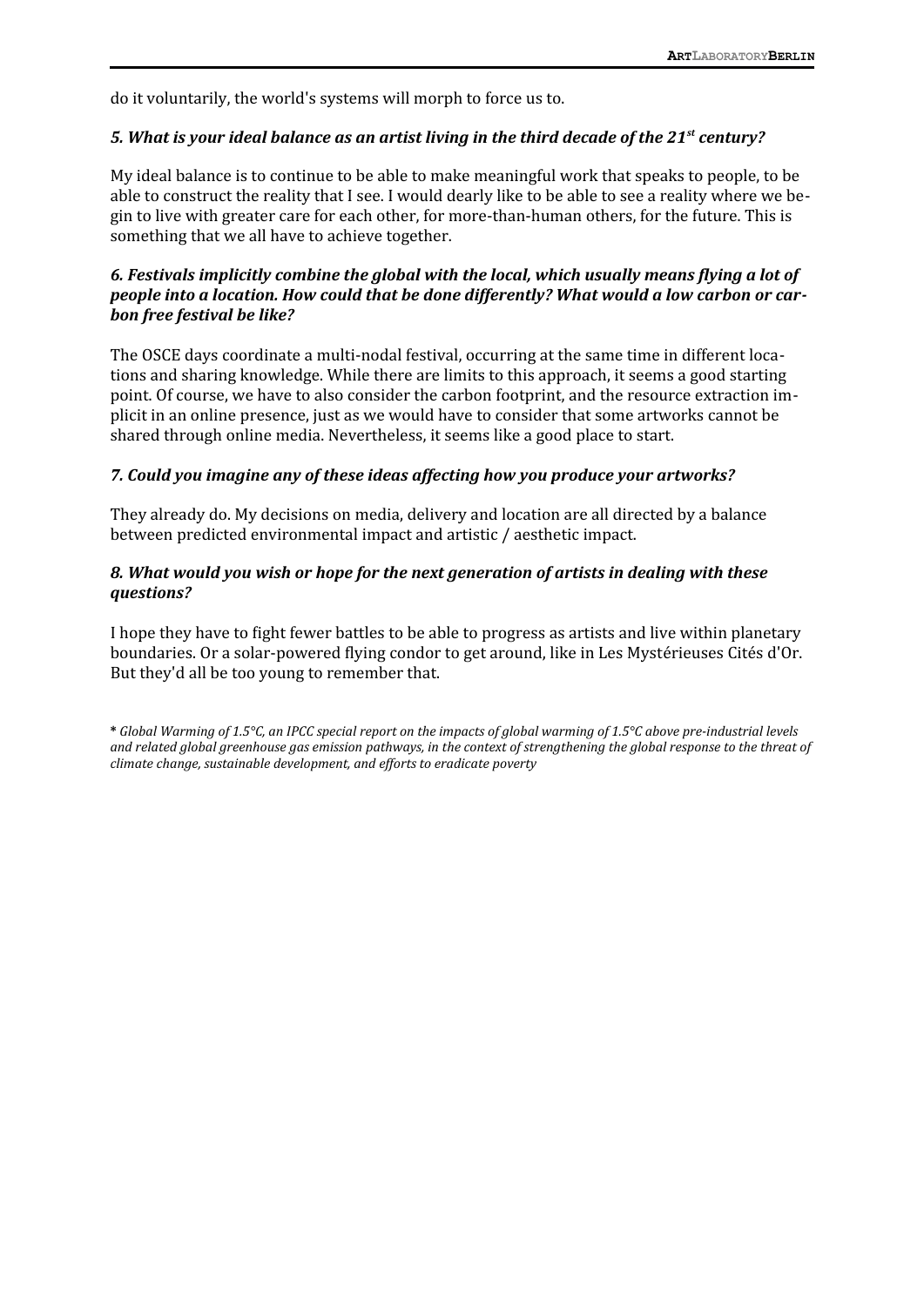do it voluntarily, the world's systems will morph to force us to.

### *5. What is your ideal balance as an artist living in the third decade of the 21st century?*

My ideal balance is to continue to be able to make meaningful work that speaks to people, to be able to construct the reality that I see. I would dearly like to be able to see a reality where we begin to live with greater care for each other, for more-than-human others, for the future. This is something that we all have to achieve together.

### *6. Festivals implicitly combine the global with the local, which usually means flying a lot of people into a location. How could that be done differently? What would a low carbon or carbon free festival be like?*

The OSCE days coordinate a multi-nodal festival, occurring at the same time in different locations and sharing knowledge. While there are limits to this approach, it seems a good starting point. Of course, we have to also consider the carbon footprint, and the resource extraction implicit in an online presence, just as we would have to consider that some artworks cannot be shared through online media. Nevertheless, it seems like a good place to start.

### *7. Could you imagine any of these ideas affecting how you produce your artworks?*

They already do. My decisions on media, delivery and location are all directed by a balance between predicted environmental impact and artistic / aesthetic impact.

### *8. What would you wish or hope for the next generation of artists in dealing with these questions?*

I hope they have to fight fewer battles to be able to progress as artists and live within planetary boundaries. Or a solar-powered flying condor to get around, like in Les Mystérieuses Cités d'Or. But they'd all be too young to remember that.

**\*** *Global Warming of 1.5°C, an IPCC special report on the impacts of global warming of 1.5°C above pre-industrial levels and related global greenhouse gas emission pathways, in the context of strengthening the global response to the threat of climate change, sustainable development, and efforts to eradicate poverty*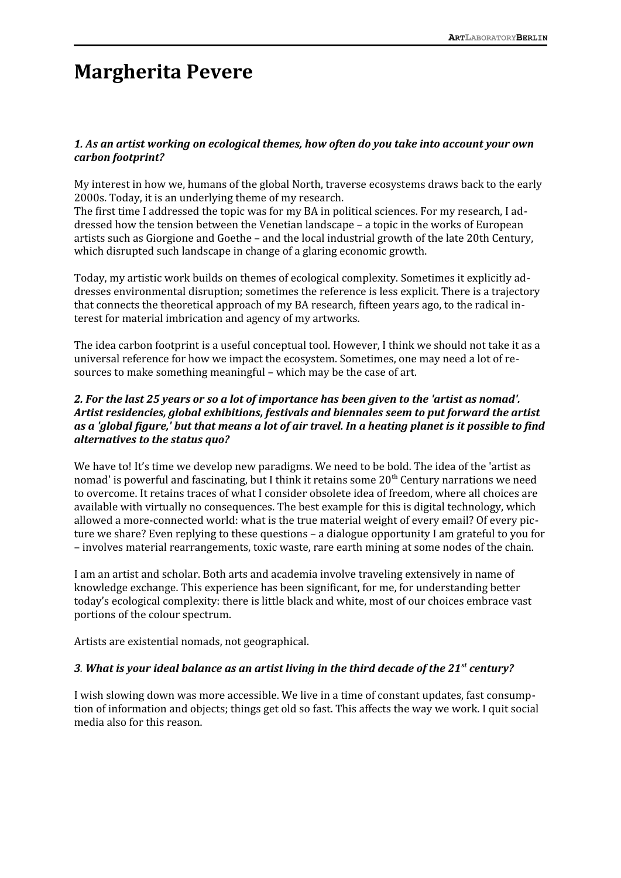# Margherita Pevere

***1. As an artist working on ecological themes, how often do you take into account your own carbon footprint?***

My interest in how we, humans of the global North, traverse ecosystems draws back to the early 2000s. Today, it is an underlying theme of my research.
The first time I addressed the topic was for my BA in political sciences. For my research, I addressed how the tension between the Venetian landscape – a topic in the works of European artists such as Giorgione and Goethe – and the local industrial growth of the late 20th Century, which disrupted such landscape in change of a glaring economic growth.

Today, my artistic work builds on themes of ecological complexity. Sometimes it explicitly addresses environmental disruption; sometimes the reference is less explicit. There is a trajectory that connects the theoretical approach of my BA research, fifteen years ago, to the radical interest for material imbrication and agency of my artworks.

The idea carbon footprint is a useful conceptual tool. However, I think we should not take it as a universal reference for how we impact the ecosystem. Sometimes, one may need a lot of resources to make something meaningful – which may be the case of art.

***2. For the last 25 years or so a lot of importance has been given to the 'artist as nomad'. Artist residencies, global exhibitions, festivals and biennales seem to put forward the artist as a 'global figure,' but that means a lot of air travel. In a heating planet is it possible to find alternatives to the status quo?***

We have to! It's time we develop new paradigms. We need to be bold. The idea of the 'artist as nomad' is powerful and fascinating, but I think it retains some 20th Century narrations we need to overcome. It retains traces of what I consider obsolete idea of freedom, where all choices are available with virtually no consequences. The best example for this is digital technology, which allowed a more-connected world: what is the true material weight of every email? Of every picture we share? Even replying to these questions – a dialogue opportunity I am grateful to you for – involves material rearrangements, toxic waste, rare earth mining at some nodes of the chain.

I am an artist and scholar. Both arts and academia involve traveling extensively in name of knowledge exchange. This experience has been significant, for me, for understanding better today's ecological complexity: there is little black and white, most of our choices embrace vast portions of the colour spectrum.

Artists are existential nomads, not geographical.

***3. What is your ideal balance as an artist living in the third decade of the 21st century?***

I wish slowing down was more accessible. We live in a time of constant updates, fast consumption of information and objects; things get old so fast. This affects the way we work. I quit social media also for this reason.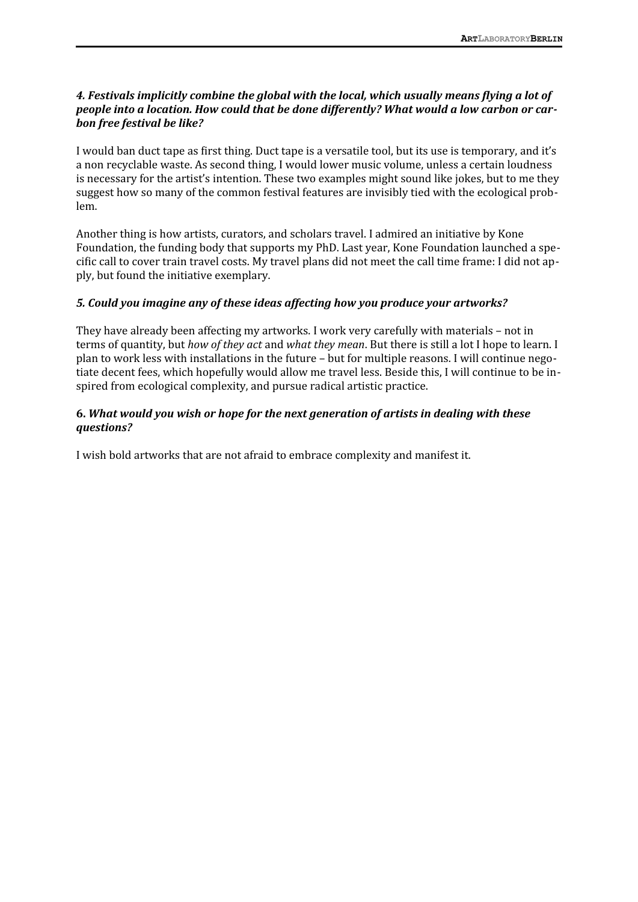***4. Festivals implicitly combine the global with the local, which usually means flying a lot of people into a location. How could that be done differently? What would a low carbon or carbon free festival be like?***

I would ban duct tape as first thing. Duct tape is a versatile tool, but its use is temporary, and it's a non recyclable waste. As second thing, I would lower music volume, unless a certain loudness is necessary for the artist's intention. These two examples might sound like jokes, but to me they suggest how so many of the common festival features are invisibly tied with the ecological problem.

Another thing is how artists, curators, and scholars travel. I admired an initiative by Kone Foundation, the funding body that supports my PhD. Last year, Kone Foundation launched a specific call to cover train travel costs. My travel plans did not meet the call time frame: I did not apply, but found the initiative exemplary.

***5. Could you imagine any of these ideas affecting how you produce your artworks?***

They have already been affecting my artworks. I work very carefully with materials – not in terms of quantity, but *how of they act* and *what they mean*. But there is still a lot I hope to learn. I plan to work less with installations in the future – but for multiple reasons. I will continue negotiate decent fees, which hopefully would allow me travel less. Beside this, I will continue to be inspired from ecological complexity, and pursue radical artistic practice.

**6. *What would you wish or hope for the next generation of artists in dealing with these questions?***

I wish bold artworks that are not afraid to embrace complexity and manifest it.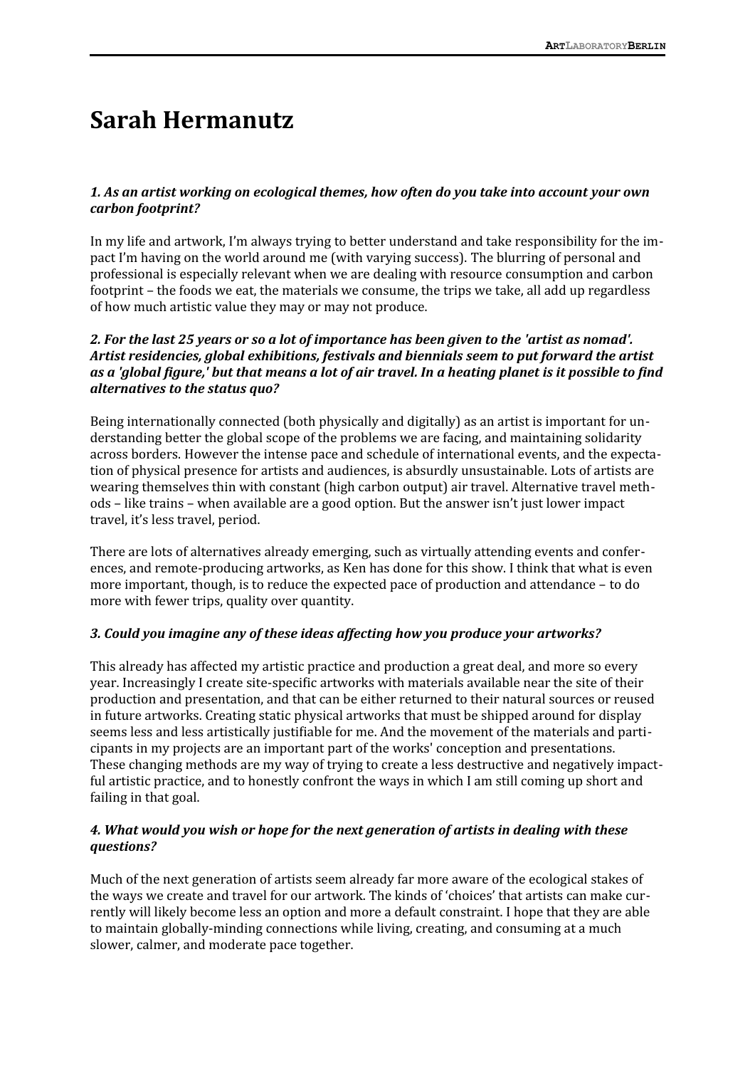# Sarah Hermanutz

***1. As an artist working on ecological themes, how often do you take into account your own carbon footprint?***

In my life and artwork, I'm always trying to better understand and take responsibility for the impact I'm having on the world around me (with varying success). The blurring of personal and professional is especially relevant when we are dealing with resource consumption and carbon footprint – the foods we eat, the materials we consume, the trips we take, all add up regardless of how much artistic value they may or may not produce.

***2. For the last 25 years or so a lot of importance has been given to the 'artist as nomad'. Artist residencies, global exhibitions, festivals and biennials seem to put forward the artist as a 'global figure,' but that means a lot of air travel. In a heating planet is it possible to find alternatives to the status quo?***

Being internationally connected (both physically and digitally) as an artist is important for understanding better the global scope of the problems we are facing, and maintaining solidarity across borders. However the intense pace and schedule of international events, and the expectation of physical presence for artists and audiences, is absurdly unsustainable. Lots of artists are wearing themselves thin with constant (high carbon output) air travel. Alternative travel methods – like trains – when available are a good option. But the answer isn't just lower impact travel, it's less travel, period.

There are lots of alternatives already emerging, such as virtually attending events and conferences, and remote-producing artworks, as Ken has done for this show. I think that what is even more important, though, is to reduce the expected pace of production and attendance – to do more with fewer trips, quality over quantity.

***3. Could you imagine any of these ideas affecting how you produce your artworks?***

This already has affected my artistic practice and production a great deal, and more so every year. Increasingly I create site-specific artworks with materials available near the site of their production and presentation, and that can be either returned to their natural sources or reused in future artworks. Creating static physical artworks that must be shipped around for display seems less and less artistically justifiable for me. And the movement of the materials and participants in my projects are an important part of the works' conception and presentations. These changing methods are my way of trying to create a less destructive and negatively impactful artistic practice, and to honestly confront the ways in which I am still coming up short and failing in that goal.

***4. What would you wish or hope for the next generation of artists in dealing with these questions?***

Much of the next generation of artists seem already far more aware of the ecological stakes of the ways we create and travel for our artwork. The kinds of 'choices' that artists can make currently will likely become less an option and more a default constraint. I hope that they are able to maintain globally-minding connections while living, creating, and consuming at a much slower, calmer, and moderate pace together.